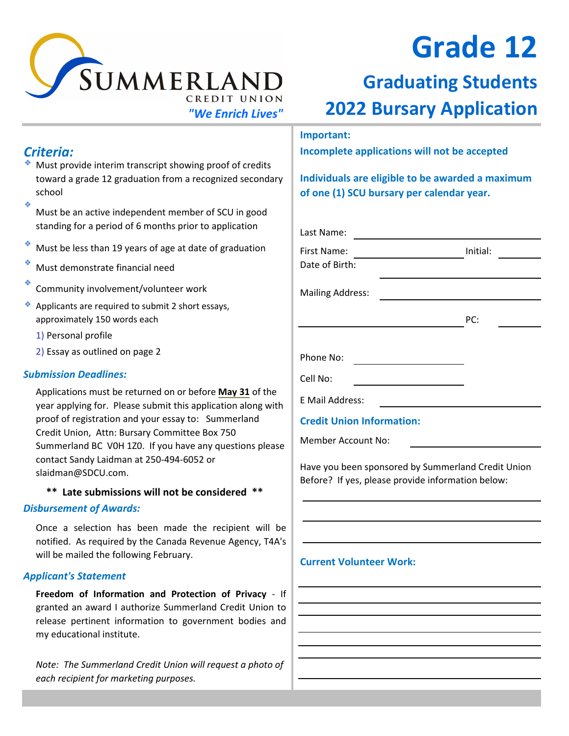**SUMMERLAND**
CREDIT UNION
*"We Enrich Lives"*

# Grade 12

## Graduating Students
## 2022 Bursary Application

### *Criteria:*

- Must provide interim transcript showing proof of credits toward a grade 12 graduation from a recognized secondary school
- Must be an active independent member of SCU in good standing for a period of 6 months prior to application
- Must be less than 19 years of age at date of graduation
- Must demonstrate financial need
- Community involvement/volunteer work
- Applicants are required to submit 2 short essays, approximately 150 words each
  1) Personal profile
  2) Essay as outlined on page 2

#### *Submission Deadlines:*

Applications must be returned on or before **May 31** of the year applying for. Please submit this application along with proof of registration and your essay to: Summerland Credit Union, Attn: Bursary Committee Box 750 Summerland BC V0H 1Z0. If you have any questions please contact Sandy Laidman at 250-494-6052 or slaidman@SDCU.com.

**\*\* Late submissions will not be considered \*\***

#### *Disbursement of Awards:*

Once a selection has been made the recipient will be notified. As required by the Canada Revenue Agency, T4A's will be mailed the following February.

#### *Applicant's Statement*

**Freedom of Information and Protection of Privacy** - If granted an award I authorize Summerland Credit Union to release pertinent information to government bodies and my educational institute.

*Note: The Summerland Credit Union will request a photo of each recipient for marketing purposes.*

**Important:**

**Incompete applications will not be accepted**

**Individuals are eligible to be awarded a maximum of one (1) SCU bursary per calendar year.**

Last Name: ____________________

First Name: ____________________ Initial: ________

Date of Birth: ____________________

Mailing Address: ____________________

____________________ PC: ________

Phone No: ____________________

Cell No: ____________________

E Mail Address: ____________________

**Credit Union Information:**

Member Account No: ____________________

Have you been sponsored by Summerland Credit Union Before? If yes, please provide information below:

____________________

____________________

____________________

**Current Volunteer Work:**

____________________

____________________

____________________

____________________

____________________

____________________

____________________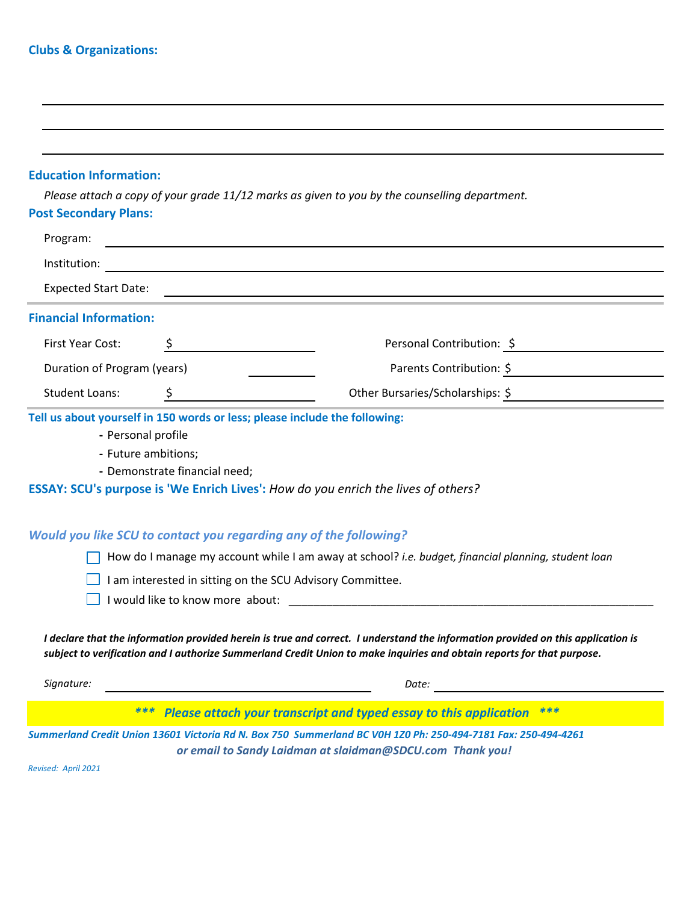**Clubs & Organizations:**

\_\_\_\_\_\_\_\_\_\_\_\_\_\_\_\_\_\_\_\_\_\_\_\_\_\_\_\_\_\_\_\_\_\_\_\_\_\_\_\_\_\_\_\_\_\_\_\_\_\_\_\_\_\_\_\_\_\_\_\_

\_\_\_\_\_\_\_\_\_\_\_\_\_\_\_\_\_\_\_\_\_\_\_\_\_\_\_\_\_\_\_\_\_\_\_\_\_\_\_\_\_\_\_\_\_\_\_\_\_\_\_\_\_\_\_\_\_\_\_\_

\_\_\_\_\_\_\_\_\_\_\_\_\_\_\_\_\_\_\_\_\_\_\_\_\_\_\_\_\_\_\_\_\_\_\_\_\_\_\_\_\_\_\_\_\_\_\_\_\_\_\_\_\_\_\_\_\_\_\_\_

**Education Information:**

*Please attach a copy of your grade 11/12 marks as given to you by the counselling department.*

**Post Secondary Plans:**

Program: \_\_\_\_\_\_\_\_\_\_\_\_\_\_\_\_\_\_\_\_\_\_\_\_\_\_\_\_\_\_\_\_\_\_\_\_\_\_\_\_\_\_\_\_\_\_\_\_

Institution: \_\_\_\_\_\_\_\_\_\_\_\_\_\_\_\_\_\_\_\_\_\_\_\_\_\_\_\_\_\_\_\_\_\_\_\_\_\_\_\_\_\_\_\_\_\_\_\_

Expected Start Date: \_\_\_\_\_\_\_\_\_\_\_\_\_\_\_\_\_\_\_\_\_\_\_\_\_\_\_\_\_\_\_\_\_\_\_\_\_\_\_\_\_\_

**Financial Information:**

| | | | |
|---|---|---|---|
| First Year Cost: | $ \_\_\_\_\_\_\_\_\_\_ | Personal Contribution: | $ \_\_\_\_\_\_\_\_\_\_ |
| Duration of Program (years) | \_\_\_\_\_\_\_\_\_\_ | Parents Contribution: | $ \_\_\_\_\_\_\_\_\_\_ |
| Student Loans: | $ \_\_\_\_\_\_\_\_\_\_ | Other Bursaries/Scholarships: | $ \_\_\_\_\_\_\_\_\_\_ |

**Tell us about yourself in 150 words or less; please include the following:**

- Personal profile
- Future ambitions;
- Demonstrate financial need;

**ESSAY: SCU's purpose is 'We Enrich Lives':** *How do you enrich the lives of others?*

***Would you like SCU to contact you regarding any of the following?***

- ☐ How do I manage my account while I am away at school? *i.e. budget, financial planning, student loan*
- ☐ I am interested in sitting on the SCU Advisory Committee.
- ☐ I would like to know more about: \_\_\_\_\_\_\_\_\_\_\_\_\_\_\_\_\_\_\_\_\_\_\_\_\_\_\_\_\_\_\_\_\_\_\_\_\_\_\_\_\_\_\_\_\_\_\_\_

***I declare that the information provided herein is true and correct. I understand the information provided on this application is subject to verification and I authorize Summerland Credit Union to make inquiries and obtain reports for that purpose.***

*Signature:* \_\_\_\_\_\_\_\_\_\_\_\_\_\_\_\_\_\_\_\_\_\_\_\_\_\_\_\_\_\_ *Date:* \_\_\_\_\_\_\_\_\_\_\_\_\_\_\_\_\_\_\_\_\_\_\_\_\_\_

***\*\*\* Please attach your transcript and typed essay to this application \*\*\****

***Summerland Credit Union 13601 Victoria Rd N. Box 750 Summerland BC V0H 1Z0 Ph: 250-494-7181 Fax: 250-494-4261***

***or email to Sandy Laidman at slaidman@SDCU.com Thank you!***

*Revised: April 2021*